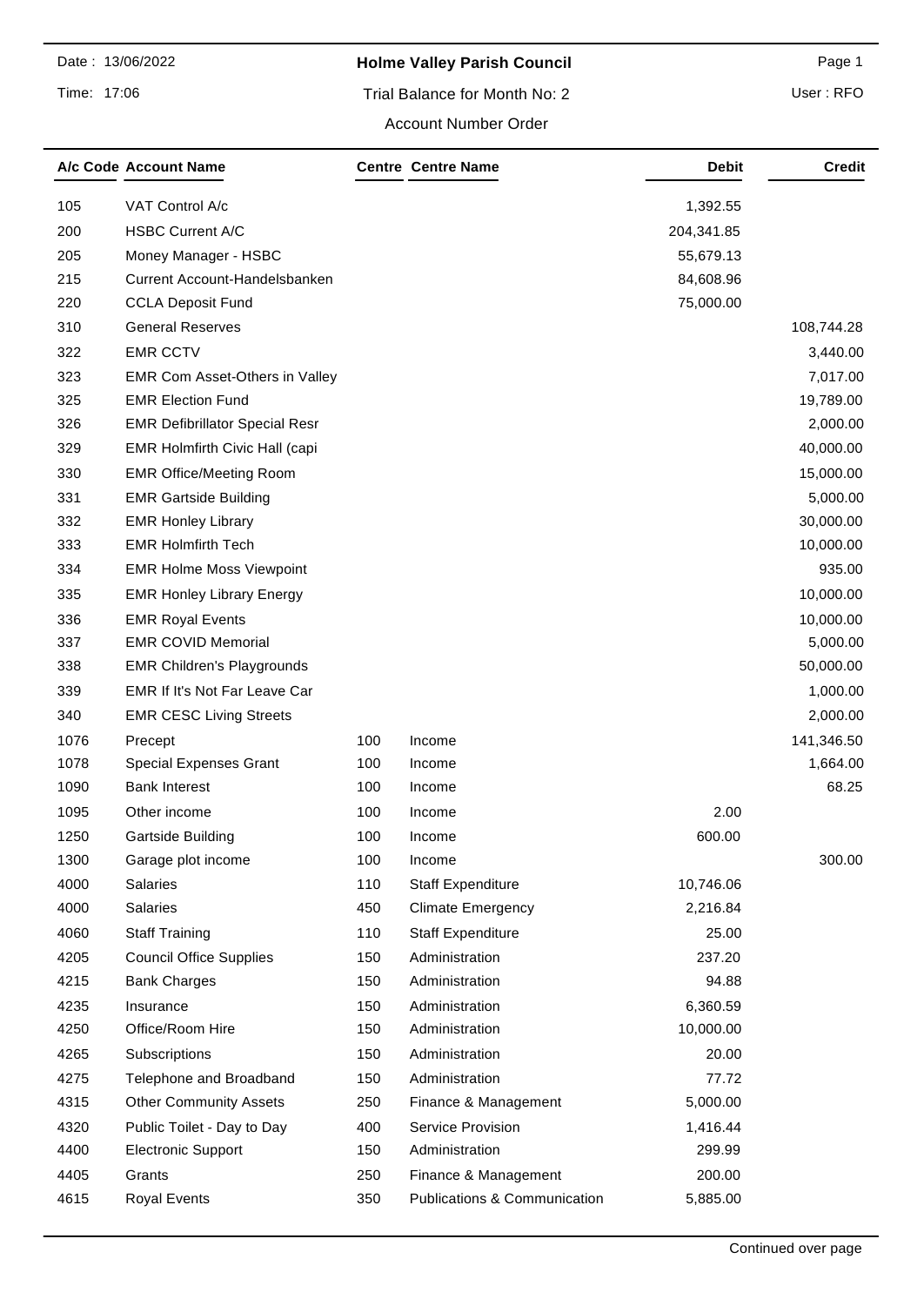Date : 13/06/2022

Time: 17:06

# Holme Valley Parish Council

Trial Balance for Month No: 2

Account Number Order

User : RFO

| A/c Code | Account Name | Centre | Centre Name | Debit | Credit |
|---|---|---|---|---|---|
| 105 | VAT Control A/c | | | 1,392.55 | |
| 200 | HSBC Current A/C | | | 204,341.85 | |
| 205 | Money Manager - HSBC | | | 55,679.13 | |
| 215 | Current Account-Handelsbanken | | | 84,608.96 | |
| 220 | CCLA Deposit Fund | | | 75,000.00 | |
| 310 | General Reserves | | | | 108,744.28 |
| 322 | EMR CCTV | | | | 3,440.00 |
| 323 | EMR Com Asset-Others in Valley | | | | 7,017.00 |
| 325 | EMR Election Fund | | | | 19,789.00 |
| 326 | EMR Defibrillator Special Resr | | | | 2,000.00 |
| 329 | EMR Holmfirth Civic Hall (capi | | | | 40,000.00 |
| 330 | EMR Office/Meeting Room | | | | 15,000.00 |
| 331 | EMR Gartside Building | | | | 5,000.00 |
| 332 | EMR Honley Library | | | | 30,000.00 |
| 333 | EMR Holmfirth Tech | | | | 10,000.00 |
| 334 | EMR Holme Moss Viewpoint | | | | 935.00 |
| 335 | EMR Honley Library Energy | | | | 10,000.00 |
| 336 | EMR Royal Events | | | | 10,000.00 |
| 337 | EMR COVID Memorial | | | | 5,000.00 |
| 338 | EMR Children's Playgrounds | | | | 50,000.00 |
| 339 | EMR If It's Not Far Leave Car | | | | 1,000.00 |
| 340 | EMR CESC Living Streets | | | | 2,000.00 |
| 1076 | Precept | 100 | Income | | 141,346.50 |
| 1078 | Special Expenses Grant | 100 | Income | | 1,664.00 |
| 1090 | Bank Interest | 100 | Income | | 68.25 |
| 1095 | Other income | 100 | Income | 2.00 | |
| 1250 | Gartside Building | 100 | Income | 600.00 | |
| 1300 | Garage plot income | 100 | Income | | 300.00 |
| 4000 | Salaries | 110 | Staff Expenditure | 10,746.06 | |
| 4000 | Salaries | 450 | Climate Emergency | 2,216.84 | |
| 4060 | Staff Training | 110 | Staff Expenditure | 25.00 | |
| 4205 | Council Office Supplies | 150 | Administration | 237.20 | |
| 4215 | Bank Charges | 150 | Administration | 94.88 | |
| 4235 | Insurance | 150 | Administration | 6,360.59 | |
| 4250 | Office/Room Hire | 150 | Administration | 10,000.00 | |
| 4265 | Subscriptions | 150 | Administration | 20.00 | |
| 4275 | Telephone and Broadband | 150 | Administration | 77.72 | |
| 4315 | Other Community Assets | 250 | Finance & Management | 5,000.00 | |
| 4320 | Public Toilet - Day to Day | 400 | Service Provision | 1,416.44 | |
| 4400 | Electronic Support | 150 | Administration | 299.99 | |
| 4405 | Grants | 250 | Finance & Management | 200.00 | |
| 4615 | Royal Events | 350 | Publications & Communication | 5,885.00 | |

Continued over page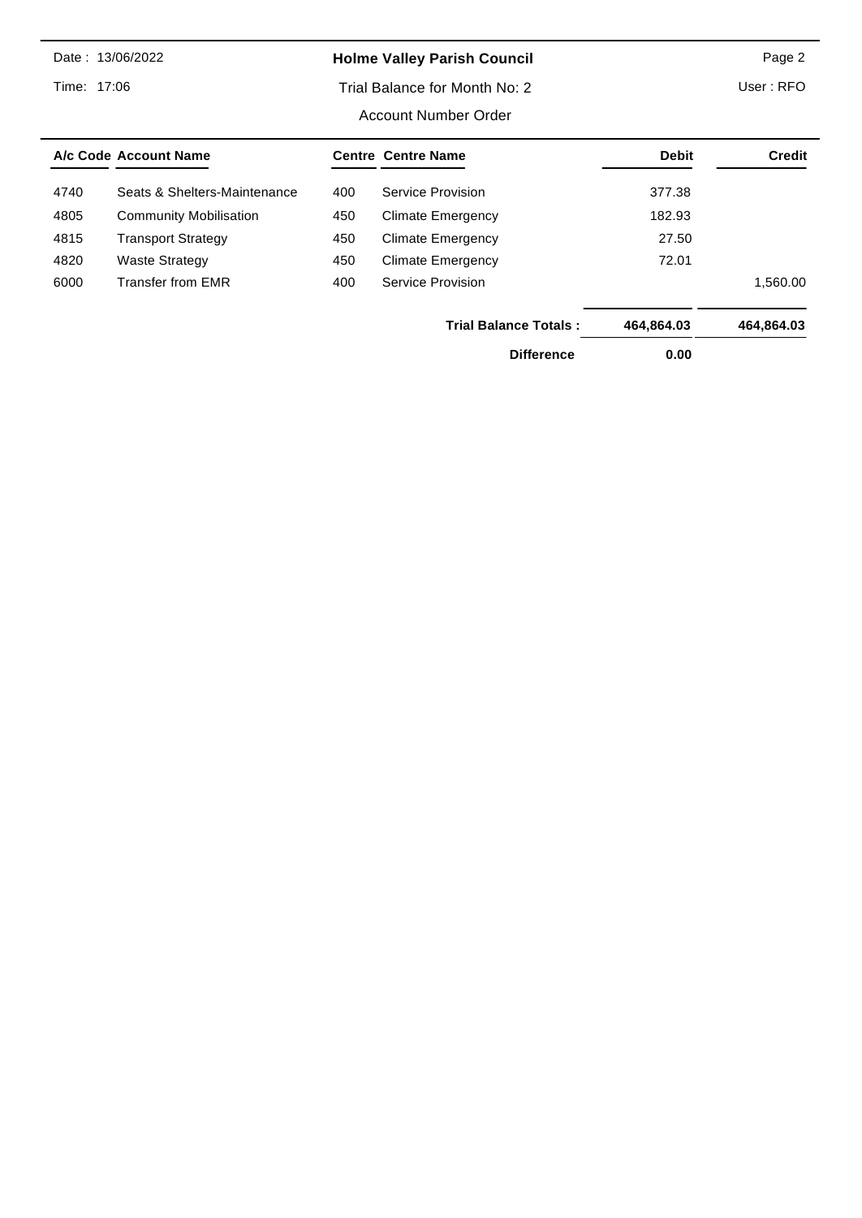Date : 13/06/2022

Time: 17:06

**Holme Valley Parish Council**

Trial Balance for Month No: 2

Account Number Order

User : RFO

| A/c Code | Account Name | Centre | Centre Name | Debit | Credit |
|---|---|---|---|---|---|
| 4740 | Seats & Shelters-Maintenance | 400 | Service Provision | 377.38 | |
| 4805 | Community Mobilisation | 450 | Climate Emergency | 182.93 | |
| 4815 | Transport Strategy | 450 | Climate Emergency | 27.50 | |
| 4820 | Waste Strategy | 450 | Climate Emergency | 72.01 | |
| 6000 | Transfer from EMR | 400 | Service Provision | | 1,560.00 |
| | | | **Trial Balance Totals :** | **464,864.03** | **464,864.03** |
| | | | **Difference** | **0.00** | |